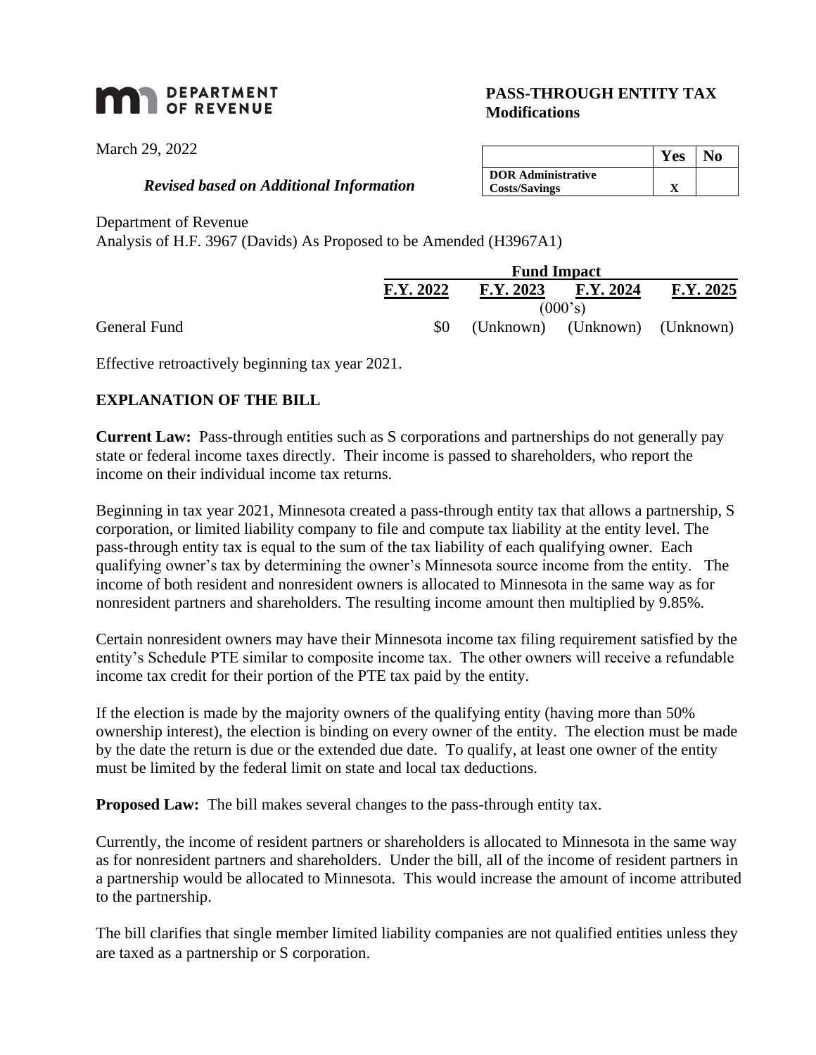**DEPARTMENT OF REVENUE**

## PASS-THROUGH ENTITY TAX Modifications

March 29, 2022

| | Yes | No |
|---|---|---|
| **DOR Administrative Costs/Savings** | X | |

***Revised based on Additional Information***

Department of Revenue
Analysis of H.F. 3967 (Davids) As Proposed to be Amended (H3967A1)

| | Fund Impact | | | |
|---|---|---|---|---|
| | **F.Y. 2022** | **F.Y. 2023** | **F.Y. 2024** | **F.Y. 2025** |
| | | (000's) | | |
| General Fund | $0 | (Unknown) | (Unknown) | (Unknown) |

Effective retroactively beginning tax year 2021.

### EXPLANATION OF THE BILL

**Current Law:** Pass-through entities such as S corporations and partnerships do not generally pay state or federal income taxes directly. Their income is passed to shareholders, who report the income on their individual income tax returns.

Beginning in tax year 2021, Minnesota created a pass-through entity tax that allows a partnership, S corporation, or limited liability company to file and compute tax liability at the entity level. The pass-through entity tax is equal to the sum of the tax liability of each qualifying owner. Each qualifying owner's tax by determining the owner's Minnesota source income from the entity. The income of both resident and nonresident owners is allocated to Minnesota in the same way as for nonresident partners and shareholders. The resulting income amount then multiplied by 9.85%.

Certain nonresident owners may have their Minnesota income tax filing requirement satisfied by the entity's Schedule PTE similar to composite income tax. The other owners will receive a refundable income tax credit for their portion of the PTE tax paid by the entity.

If the election is made by the majority owners of the qualifying entity (having more than 50% ownership interest), the election is binding on every owner of the entity. The election must be made by the date the return is due or the extended due date. To qualify, at least one owner of the entity must be limited by the federal limit on state and local tax deductions.

**Proposed Law:** The bill makes several changes to the pass-through entity tax.

Currently, the income of resident partners or shareholders is allocated to Minnesota in the same way as for nonresident partners and shareholders. Under the bill, all of the income of resident partners in a partnership would be allocated to Minnesota. This would increase the amount of income attributed to the partnership.

The bill clarifies that single member limited liability companies are not qualified entities unless they are taxed as a partnership or S corporation.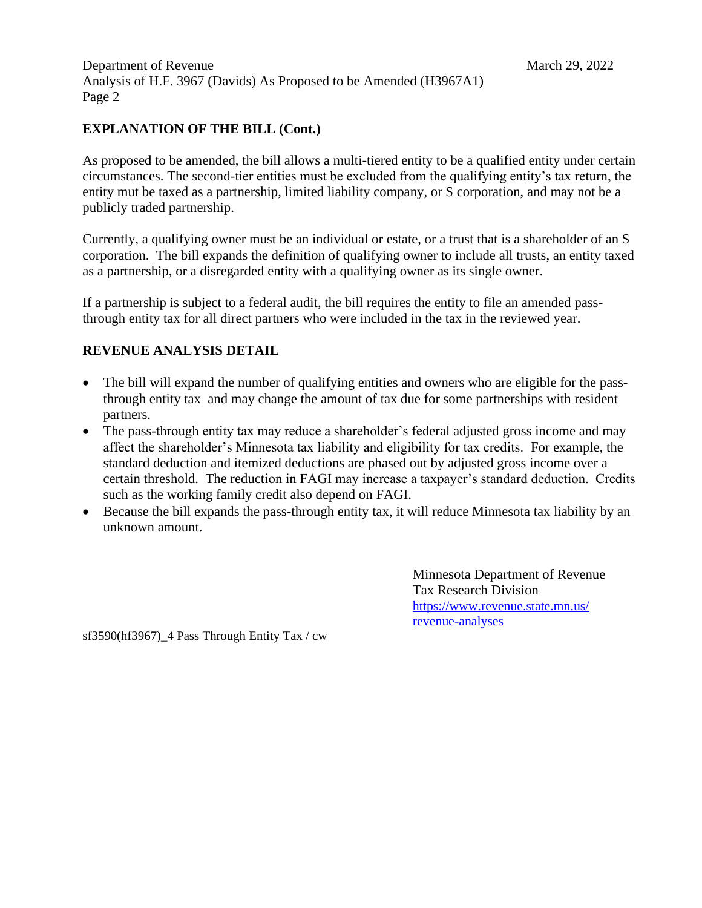## EXPLANATION OF THE BILL (Cont.)

As proposed to be amended, the bill allows a multi-tiered entity to be a qualified entity under certain circumstances. The second-tier entities must be excluded from the qualifying entity's tax return, the entity mut be taxed as a partnership, limited liability company, or S corporation, and may not be a publicly traded partnership.

Currently, a qualifying owner must be an individual or estate, or a trust that is a shareholder of an S corporation. The bill expands the definition of qualifying owner to include all trusts, an entity taxed as a partnership, or a disregarded entity with a qualifying owner as its single owner.

If a partnership is subject to a federal audit, the bill requires the entity to file an amended pass-through entity tax for all direct partners who were included in the tax in the reviewed year.

## REVENUE ANALYSIS DETAIL

- The bill will expand the number of qualifying entities and owners who are eligible for the pass-through entity tax and may change the amount of tax due for some partnerships with resident partners.
- The pass-through entity tax may reduce a shareholder's federal adjusted gross income and may affect the shareholder's Minnesota tax liability and eligibility for tax credits. For example, the standard deduction and itemized deductions are phased out by adjusted gross income over a certain threshold. The reduction in FAGI may increase a taxpayer's standard deduction. Credits such as the working family credit also depend on FAGI.
- Because the bill expands the pass-through entity tax, it will reduce Minnesota tax liability by an unknown amount.

Minnesota Department of Revenue
Tax Research Division
[https://www.revenue.state.mn.us/revenue-analyses](https://www.revenue.state.mn.us/revenue-analyses)

sf3590(hf3967)_4 Pass Through Entity Tax / cw